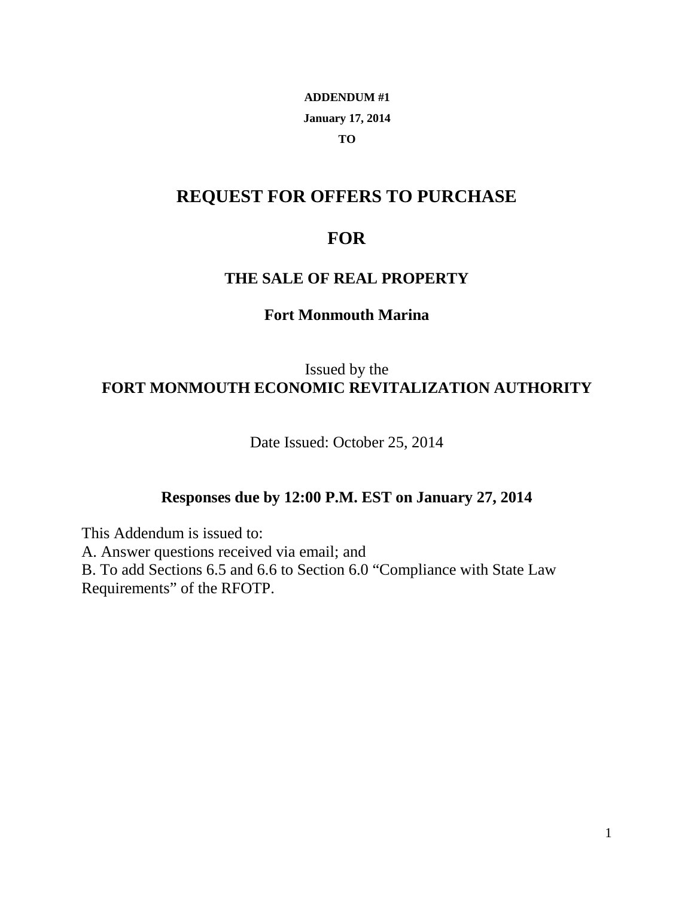**ADDENDUM #1**

**January 17, 2014**

**TO**

# REQUEST FOR OFFERS TO PURCHASE

# FOR

## THE SALE OF REAL PROPERTY

### Fort Monmouth Marina

Issued by the

**FORT MONMOUTH ECONOMIC REVITALIZATION AUTHORITY**

Date Issued: October 25, 2014

**Responses due by 12:00 P.M. EST on January 27, 2014**

This Addendum is issued to:
A. Answer questions received via email; and
B. To add Sections 6.5 and 6.6 to Section 6.0 "Compliance with State Law Requirements" of the RFOTP.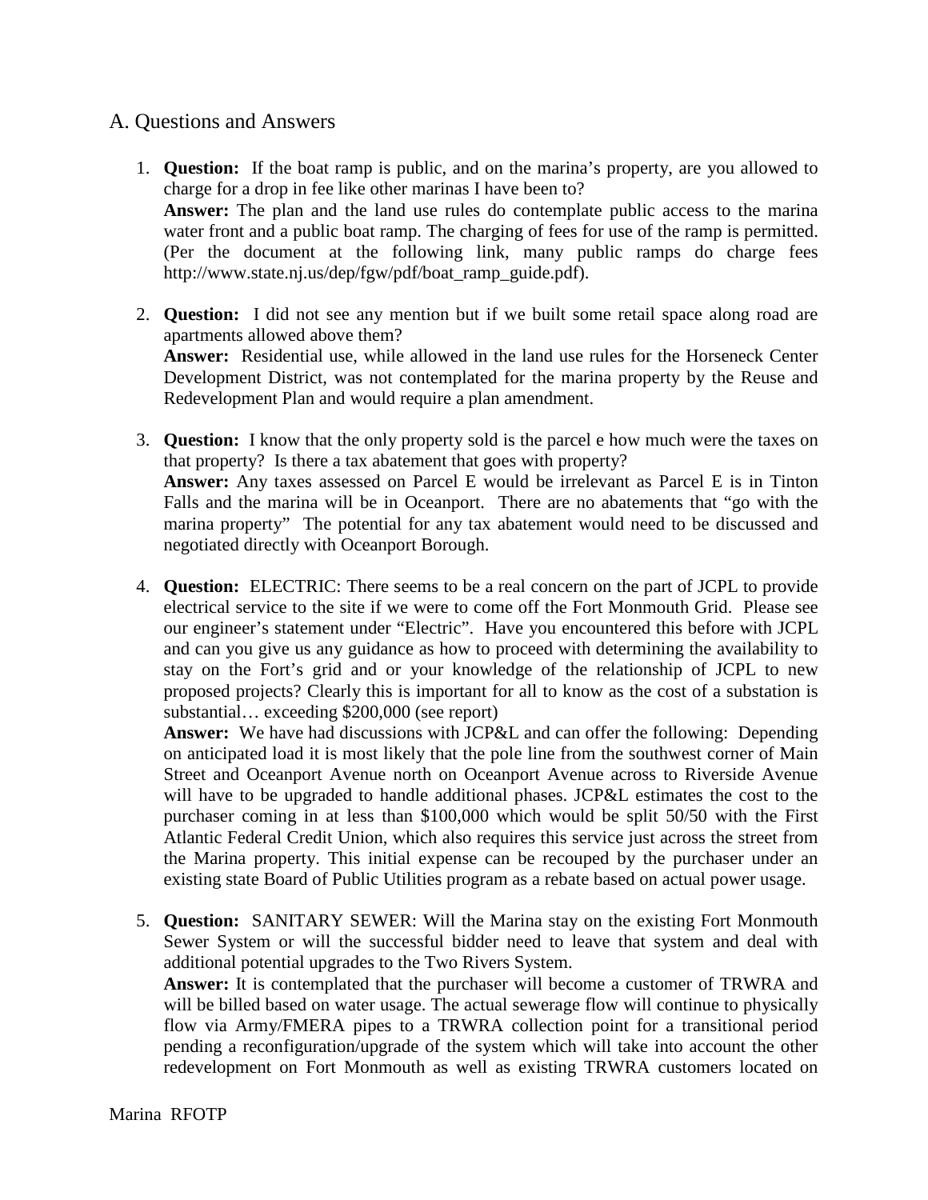## A. Questions and Answers

1. **Question:** If the boat ramp is public, and on the marina's property, are you allowed to charge for a drop in fee like other marinas I have been to?
   **Answer:** The plan and the land use rules do contemplate public access to the marina water front and a public boat ramp. The charging of fees for use of the ramp is permitted. (Per the document at the following link, many public ramps do charge fees http://www.state.nj.us/dep/fgw/pdf/boat_ramp_guide.pdf).

2. **Question:** I did not see any mention but if we built some retail space along road are apartments allowed above them?
   **Answer:** Residential use, while allowed in the land use rules for the Horseneck Center Development District, was not contemplated for the marina property by the Reuse and Redevelopment Plan and would require a plan amendment.

3. **Question:** I know that the only property sold is the parcel e how much were the taxes on that property? Is there a tax abatement that goes with property?
   **Answer:** Any taxes assessed on Parcel E would be irrelevant as Parcel E is in Tinton Falls and the marina will be in Oceanport. There are no abatements that "go with the marina property" The potential for any tax abatement would need to be discussed and negotiated directly with Oceanport Borough.

4. **Question:** ELECTRIC: There seems to be a real concern on the part of JCPL to provide electrical service to the site if we were to come off the Fort Monmouth Grid. Please see our engineer's statement under "Electric". Have you encountered this before with JCPL and can you give us any guidance as how to proceed with determining the availability to stay on the Fort's grid and or your knowledge of the relationship of JCPL to new proposed projects? Clearly this is important for all to know as the cost of a substation is substantial… exceeding $200,000 (see report)
   **Answer:** We have had discussions with JCP&L and can offer the following: Depending on anticipated load it is most likely that the pole line from the southwest corner of Main Street and Oceanport Avenue north on Oceanport Avenue across to Riverside Avenue will have to be upgraded to handle additional phases. JCP&L estimates the cost to the purchaser coming in at less than $100,000 which would be split 50/50 with the First Atlantic Federal Credit Union, which also requires this service just across the street from the Marina property. This initial expense can be recouped by the purchaser under an existing state Board of Public Utilities program as a rebate based on actual power usage.

5. **Question:** SANITARY SEWER: Will the Marina stay on the existing Fort Monmouth Sewer System or will the successful bidder need to leave that system and deal with additional potential upgrades to the Two Rivers System.
   **Answer:** It is contemplated that the purchaser will become a customer of TRWRA and will be billed based on water usage. The actual sewerage flow will continue to physically flow via Army/FMERA pipes to a TRWRA collection point for a transitional period pending a reconfiguration/upgrade of the system which will take into account the other redevelopment on Fort Monmouth as well as existing TRWRA customers located on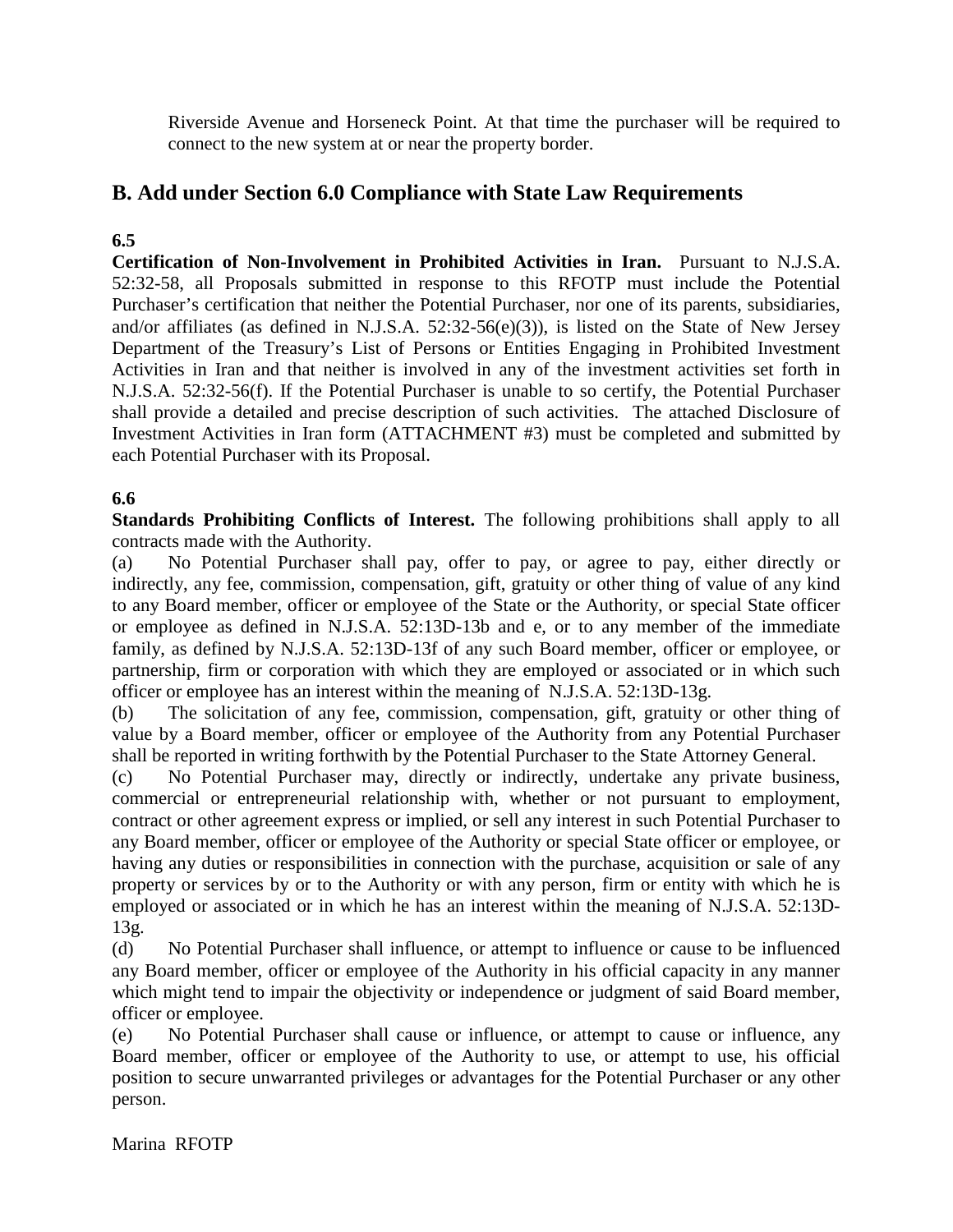Riverside Avenue and Horseneck Point. At that time the purchaser will be required to connect to the new system at or near the property border.

## B. Add under Section 6.0 Compliance with State Law Requirements

**6.5**

**Certification of Non-Involvement in Prohibited Activities in Iran.** Pursuant to N.J.S.A. 52:32-58, all Proposals submitted in response to this RFOTP must include the Potential Purchaser's certification that neither the Potential Purchaser, nor one of its parents, subsidiaries, and/or affiliates (as defined in N.J.S.A. 52:32-56(e)(3)), is listed on the State of New Jersey Department of the Treasury's List of Persons or Entities Engaging in Prohibited Investment Activities in Iran and that neither is involved in any of the investment activities set forth in N.J.S.A. 52:32-56(f). If the Potential Purchaser is unable to so certify, the Potential Purchaser shall provide a detailed and precise description of such activities. The attached Disclosure of Investment Activities in Iran form (ATTACHMENT #3) must be completed and submitted by each Potential Purchaser with its Proposal.

**6.6**

**Standards Prohibiting Conflicts of Interest.** The following prohibitions shall apply to all contracts made with the Authority.

(a) No Potential Purchaser shall pay, offer to pay, or agree to pay, either directly or indirectly, any fee, commission, compensation, gift, gratuity or other thing of value of any kind to any Board member, officer or employee of the State or the Authority, or special State officer or employee as defined in N.J.S.A. 52:13D-13b and e, or to any member of the immediate family, as defined by N.J.S.A. 52:13D-13f of any such Board member, officer or employee, or partnership, firm or corporation with which they are employed or associated or in which such officer or employee has an interest within the meaning of N.J.S.A. 52:13D-13g.

(b) The solicitation of any fee, commission, compensation, gift, gratuity or other thing of value by a Board member, officer or employee of the Authority from any Potential Purchaser shall be reported in writing forthwith by the Potential Purchaser to the State Attorney General.

(c) No Potential Purchaser may, directly or indirectly, undertake any private business, commercial or entrepreneurial relationship with, whether or not pursuant to employment, contract or other agreement express or implied, or sell any interest in such Potential Purchaser to any Board member, officer or employee of the Authority or special State officer or employee, or having any duties or responsibilities in connection with the purchase, acquisition or sale of any property or services by or to the Authority or with any person, firm or entity with which he is employed or associated or in which he has an interest within the meaning of N.J.S.A. 52:13D-13g.

(d) No Potential Purchaser shall influence, or attempt to influence or cause to be influenced any Board member, officer or employee of the Authority in his official capacity in any manner which might tend to impair the objectivity or independence or judgment of said Board member, officer or employee.

(e) No Potential Purchaser shall cause or influence, or attempt to cause or influence, any Board member, officer or employee of the Authority to use, or attempt to use, his official position to secure unwarranted privileges or advantages for the Potential Purchaser or any other person.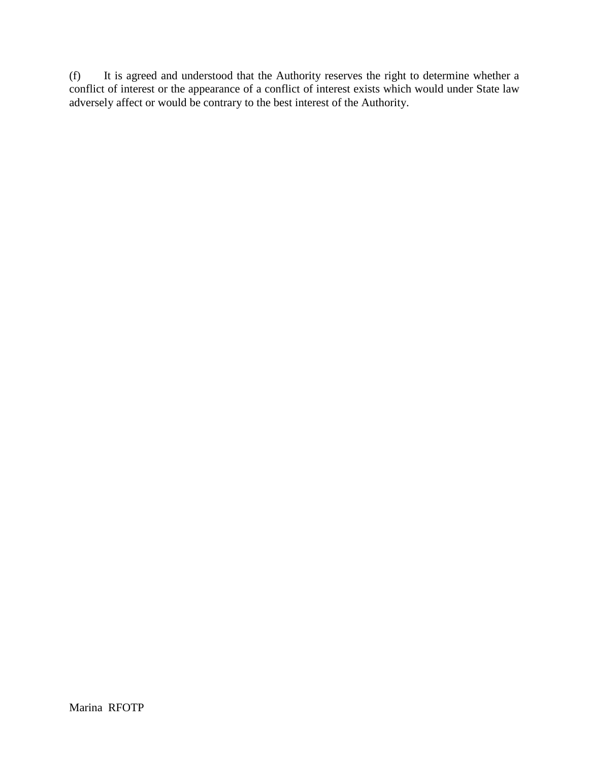(f) It is agreed and understood that the Authority reserves the right to determine whether a conflict of interest or the appearance of a conflict of interest exists which would under State law adversely affect or would be contrary to the best interest of the Authority.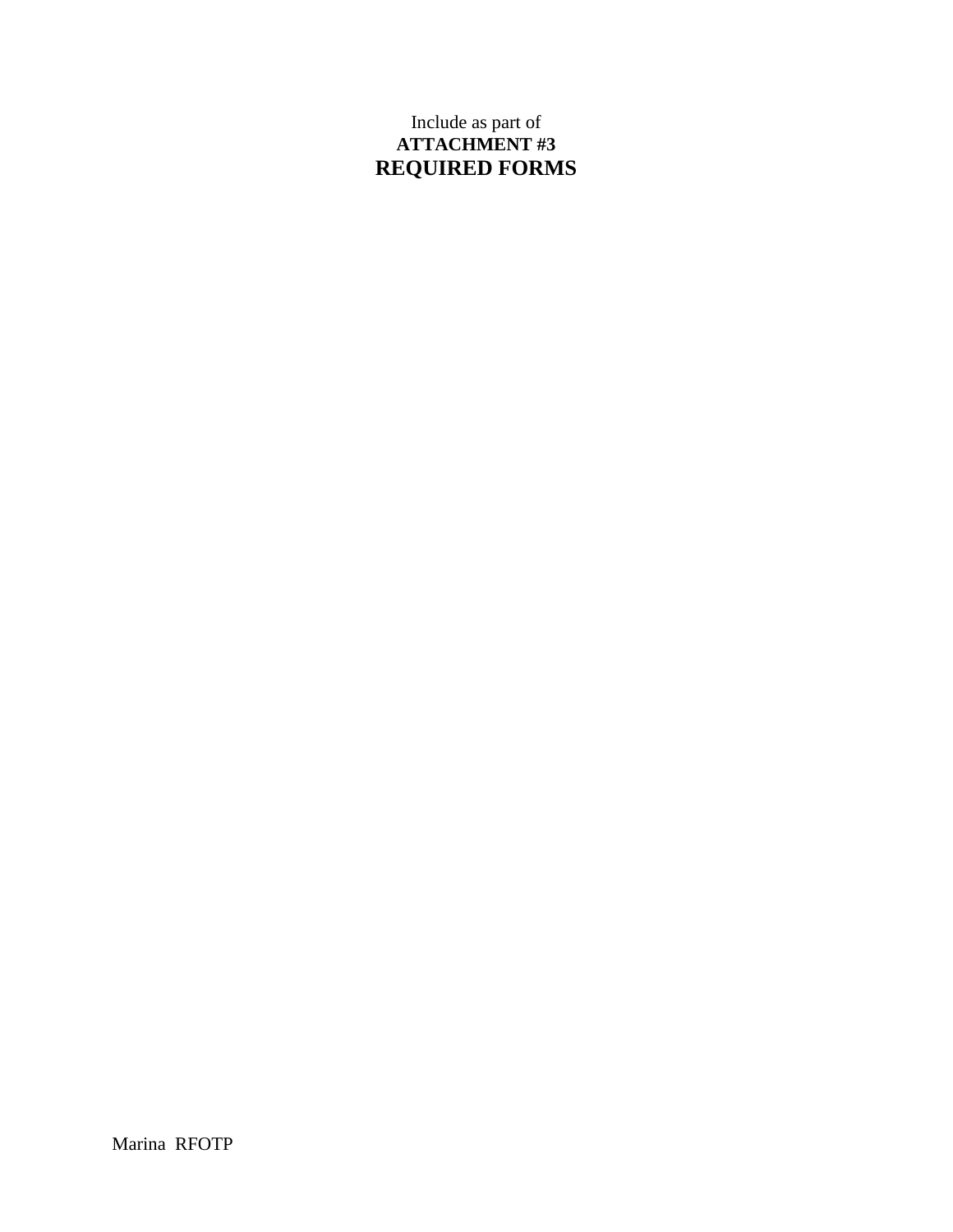Include as part of

**ATTACHMENT #3**

# REQUIRED FORMS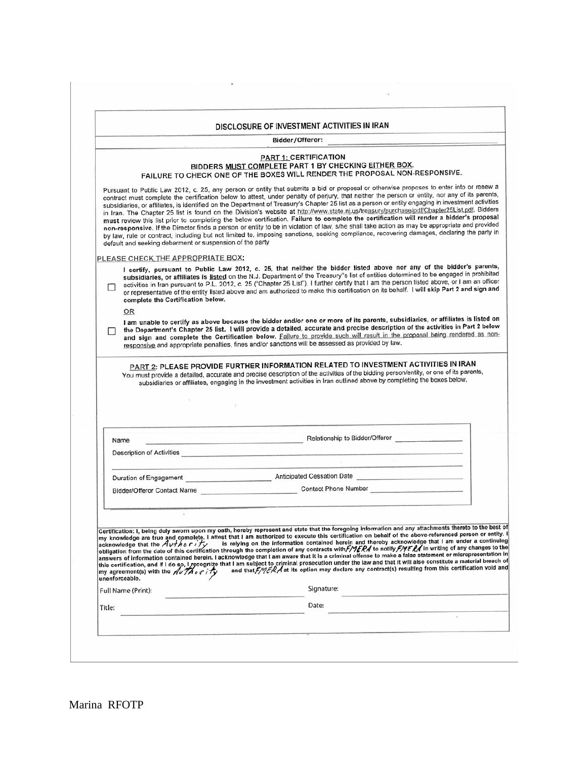## DISCLOSURE OF INVESTMENT ACTIVITIES IN IRAN

**Bidder/Offeror:** ______________________________

### PART 1: CERTIFICATION

**BIDDERS MUST COMPLETE PART 1 BY CHECKING EITHER BOX.**

**FAILURE TO CHECK ONE OF THE BOXES WILL RENDER THE PROPOSAL NON-RESPONSIVE.**

Pursuant to Public Law 2012, c. 25, any person or entity that submits a bid or proposal or otherwise proposes to enter into or renew a contract must complete the certification below to attest, under penalty of perjury, that neither the person or entity, nor any of its parents, subsidiaries, or affiliates, is identified on the Department of Treasury's Chapter 25 list as a person or entity engaging in investment activities in Iran. The Chapter 25 list is found on the Division's website at http://www.state.nj.us/treasury/purchase/pdf/Chapter25List.pdf. Bidders **must** review this list prior to completing the below certification. **Failure to complete the certification will render a bidder's proposal non-responsive.** If the Director finds a person or entity to be in violation of law, s/he shall take action as may be appropriate and provided by law, rule or contract, including but not limited to, imposing sanctions, seeking compliance, recovering damages, declaring the party in default and seeking debarment or suspension of the party

PLEASE CHECK THE APPROPRIATE BOX:

☐ **I certify, pursuant to Public Law 2012, c. 25, that neither the bidder listed above nor any of the bidder's parents, subsidiaries, or affiliates is listed** on the N.J. Department of the Treasury's list of entities determined to be engaged in prohibited activities in Iran pursuant to P.L. 2012, c. 25 ("Chapter 25 List"). I further certify that I am the person listed above, or I am an officer or representative of the entity listed above and am authorized to make this certification on its behalf. **I will skip Part 2 and sign and complete the Certification below.**

OR

☐ **I am unable to certify as above because the bidder and/or one or more of its parents, subsidiaries, or affiliates is listed on the Department's Chapter 25 list. I will provide a detailed, accurate and precise description of the activities in Part 2 below and sign and complete the Certification below.** Failure to provide such will result in the proposal being rendered as non-responsive and appropriate penalties, fines and/or sanctions will be assessed as provided by law.

### PART 2: PLEASE PROVIDE FURTHER INFORMATION RELATED TO INVESTMENT ACTIVITIES IN IRAN

You must provide a detailed, accurate and precise description of the activities of the bidding person/entity, or one of its parents, subsidiaries or affiliates, engaging in the investment activities in Iran outlined above by completing the boxes below.

Name ______________________ Relationship to Bidder/Offeror ______________________

Description of Activities ______________________

Duration of Engagement ______________________ Anticipated Cessation Date ______________________

Bidder/Offeror Contact Name ______________________ Contact Phone Number ______________________

**Certification: I, being duly sworn upon my oath, hereby represent and state that the foregoing information and any attachments thereto to the best of my knowledge are true and complete. I attest that I am authorized to execute this certification on behalf of the above-referenced person or entity. I acknowledge that the** Authority **is relying on the information contained herein and thereby acknowledge that I am under a continuing obligation from the date of this certification through the completion of any contracts with** FMERA **to notify** FMERA **in writing of any changes to the answers of information contained herein. I acknowledge that I am aware that it is a criminal offense to make a false statement or misrepresentation in this certification, and if I do so, I recognize that I am subject to criminal prosecution under the law and that it will also constitute a material breach of my agreement(s) with the** Authority **and that** FMERA **at its option may declare any contract(s) resulting from this certification void and unenforceable.**

Full Name (Print): ______________________ Signature: ______________________

Title: ______________________ Date: ______________________

Marina RFOTP